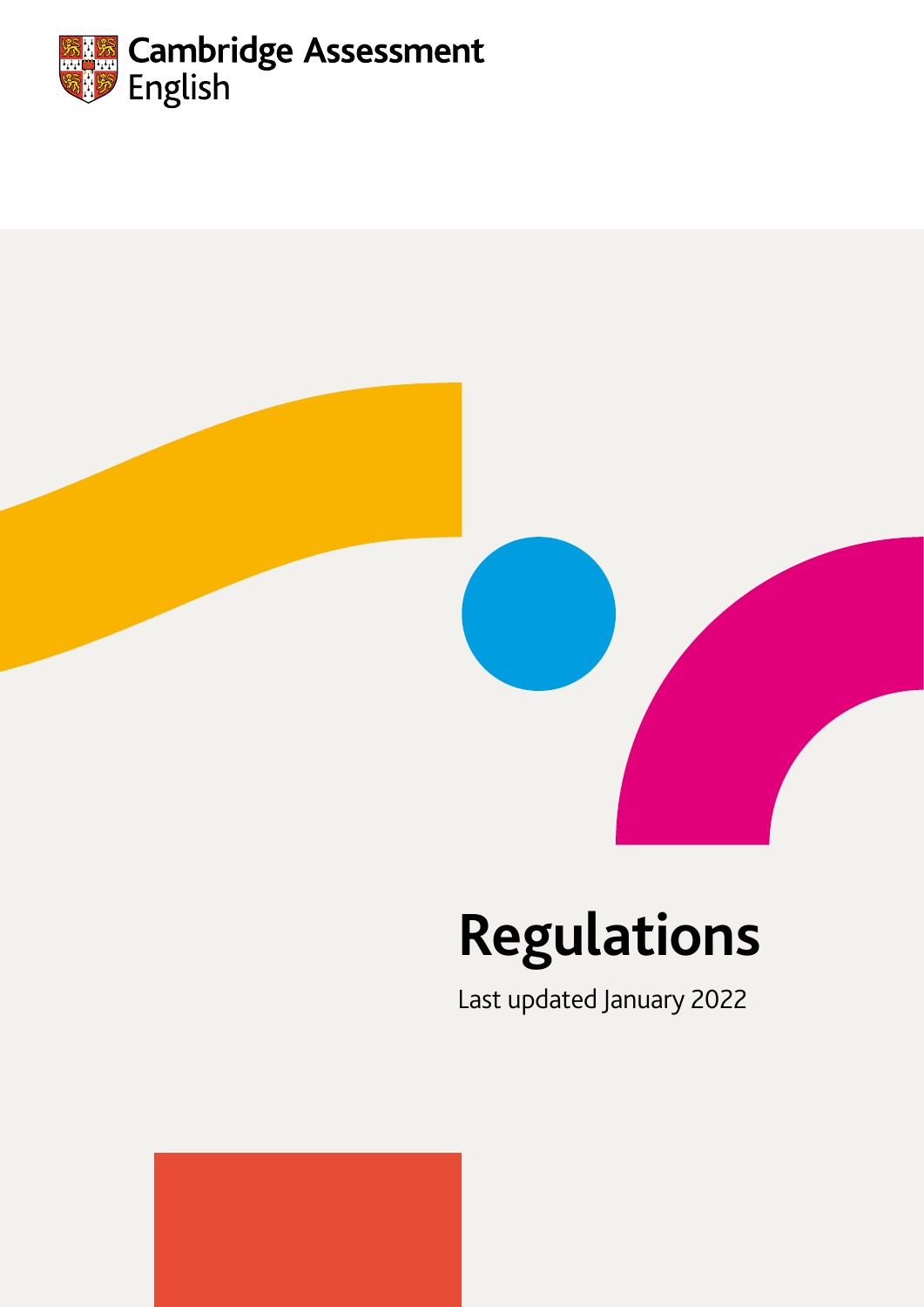Cambridge Assessment English

# Regulations

Last updated January 2022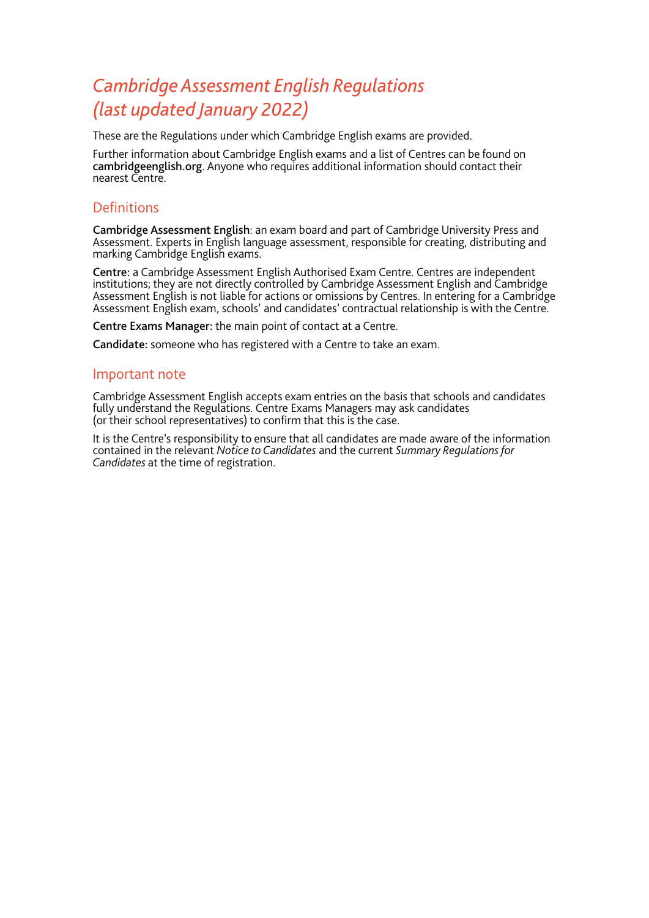# *Cambridge Assessment English Regulations (last updated January 2022)*

These are the Regulations under which Cambridge English exams are provided.

Further information about Cambridge English exams and a list of Centres can be found on **cambridgeenglish.org**. Anyone who requires additional information should contact their nearest Centre.

## Definitions

**Cambridge Assessment English**: an exam board and part of Cambridge University Press and Assessment. Experts in English language assessment, responsible for creating, distributing and marking Cambridge English exams.

**Centre:** a Cambridge Assessment English Authorised Exam Centre. Centres are independent institutions; they are not directly controlled by Cambridge Assessment English and Cambridge Assessment English is not liable for actions or omissions by Centres. In entering for a Cambridge Assessment English exam, schools' and candidates' contractual relationship is with the Centre.

**Centre Exams Manager:** the main point of contact at a Centre.

**Candidate:** someone who has registered with a Centre to take an exam.

## Important note

Cambridge Assessment English accepts exam entries on the basis that schools and candidates fully understand the Regulations. Centre Exams Managers may ask candidates (or their school representatives) to confirm that this is the case.

It is the Centre's responsibility to ensure that all candidates are made aware of the information contained in the relevant *Notice to Candidates* and the current *Summary Regulations for Candidates* at the time of registration.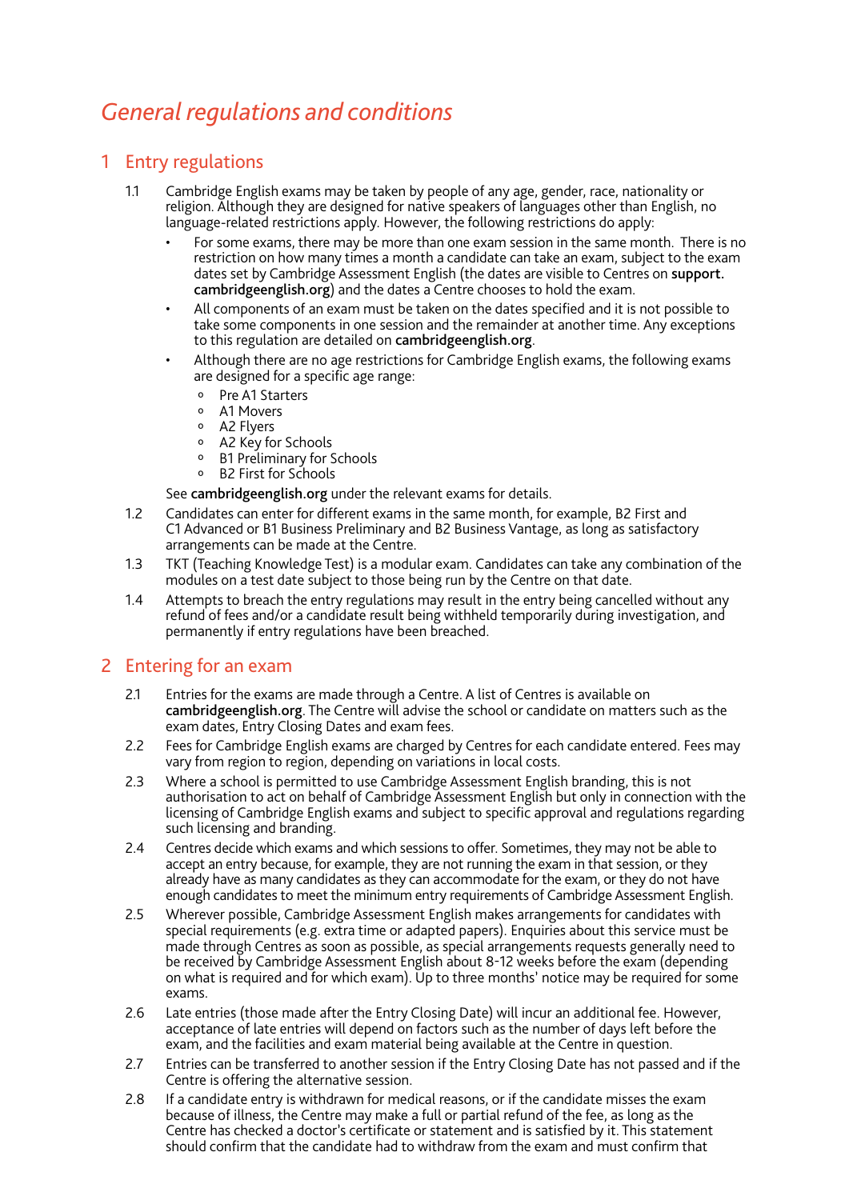# General regulations and conditions

## 1 Entry regulations

1.1 Cambridge English exams may be taken by people of any age, gender, race, nationality or religion. Although they are designed for native speakers of languages other than English, no language-related restrictions apply. However, the following restrictions do apply:

- For some exams, there may be more than one exam session in the same month. There is no restriction on how many times a month a candidate can take an exam, subject to the exam dates set by Cambridge Assessment English (the dates are visible to Centres on **support.cambridgeenglish.org**) and the dates a Centre chooses to hold the exam.
- All components of an exam must be taken on the dates specified and it is not possible to take some components in one session and the remainder at another time. Any exceptions to this regulation are detailed on **cambridgeenglish.org**.
- Although there are no age restrictions for Cambridge English exams, the following exams are designed for a specific age range:
    - Pre A1 Starters
    - A1 Movers
    - A2 Flyers
    - A2 Key for Schools
    - B1 Preliminary for Schools
    - B2 First for Schools

See **cambridgeenglish.org** under the relevant exams for details.

1.2 Candidates can enter for different exams in the same month, for example, B2 First and C1 Advanced or B1 Business Preliminary and B2 Business Vantage, as long as satisfactory arrangements can be made at the Centre.

1.3 TKT (Teaching Knowledge Test) is a modular exam. Candidates can take any combination of the modules on a test date subject to those being run by the Centre on that date.

1.4 Attempts to breach the entry regulations may result in the entry being cancelled without any refund of fees and/or a candidate result being withheld temporarily during investigation, and permanently if entry regulations have been breached.

## 2 Entering for an exam

2.1 Entries for the exams are made through a Centre. A list of Centres is available on **cambridgeenglish.org**. The Centre will advise the school or candidate on matters such as the exam dates, Entry Closing Dates and exam fees.

2.2 Fees for Cambridge English exams are charged by Centres for each candidate entered. Fees may vary from region to region, depending on variations in local costs.

2.3 Where a school is permitted to use Cambridge Assessment English branding, this is not authorisation to act on behalf of Cambridge Assessment English but only in connection with the licensing of Cambridge English exams and subject to specific approval and regulations regarding such licensing and branding.

2.4 Centres decide which exams and which sessions to offer. Sometimes, they may not be able to accept an entry because, for example, they are not running the exam in that session, or they already have as many candidates as they can accommodate for the exam, or they do not have enough candidates to meet the minimum entry requirements of Cambridge Assessment English.

2.5 Wherever possible, Cambridge Assessment English makes arrangements for candidates with special requirements (e.g. extra time or adapted papers). Enquiries about this service must be made through Centres as soon as possible, as special arrangements requests generally need to be received by Cambridge Assessment English about 8-12 weeks before the exam (depending on what is required and for which exam). Up to three months' notice may be required for some exams.

2.6 Late entries (those made after the Entry Closing Date) will incur an additional fee. However, acceptance of late entries will depend on factors such as the number of days left before the exam, and the facilities and exam material being available at the Centre in question.

2.7 Entries can be transferred to another session if the Entry Closing Date has not passed and if the Centre is offering the alternative session.

2.8 If a candidate entry is withdrawn for medical reasons, or if the candidate misses the exam because of illness, the Centre may make a full or partial refund of the fee, as long as the Centre has checked a doctor's certificate or statement and is satisfied by it. This statement should confirm that the candidate had to withdraw from the exam and must confirm that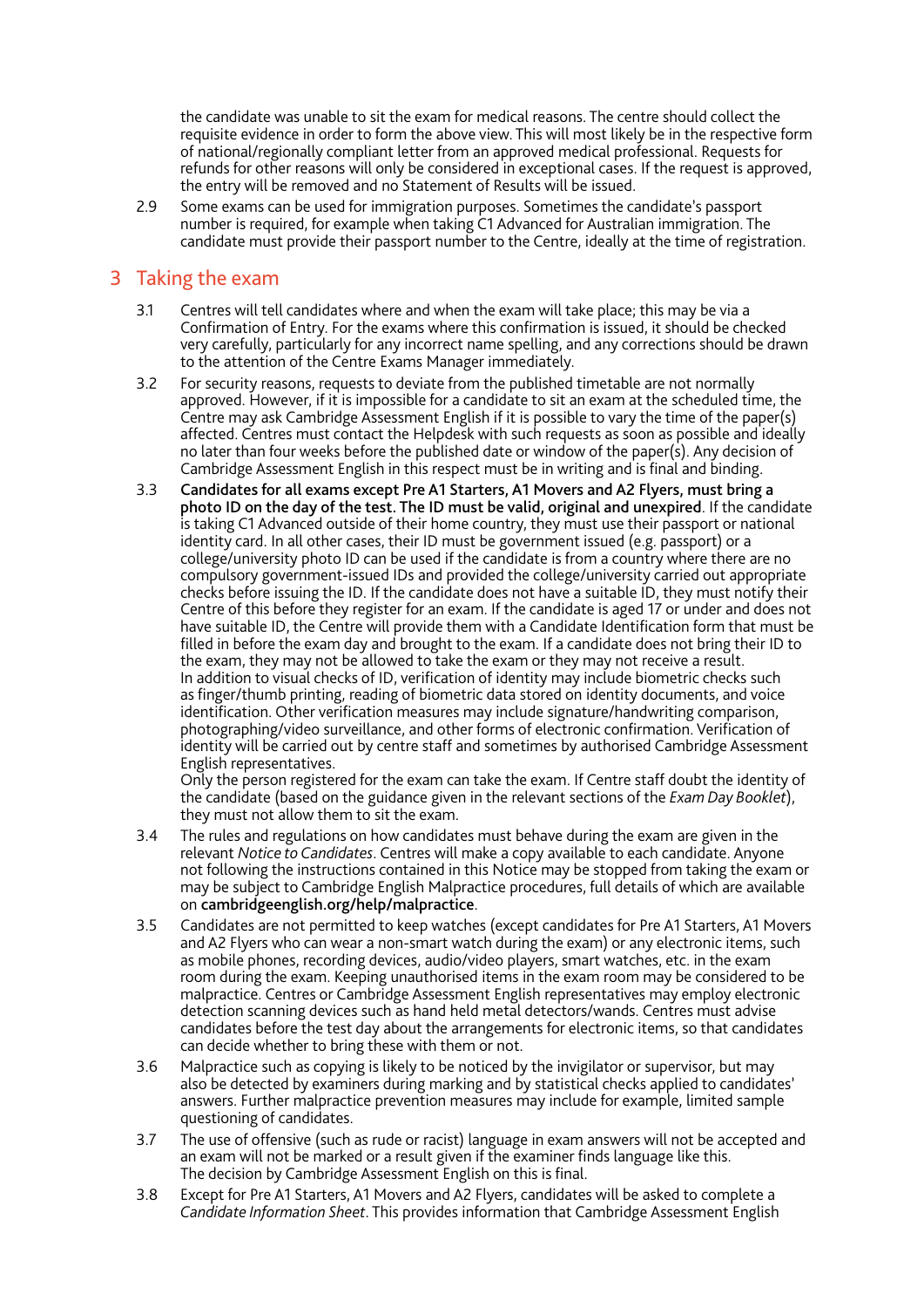the candidate was unable to sit the exam for medical reasons. The centre should collect the requisite evidence in order to form the above view. This will most likely be in the respective form of national/regionally compliant letter from an approved medical professional. Requests for refunds for other reasons will only be considered in exceptional cases. If the request is approved, the entry will be removed and no Statement of Results will be issued.

2.9 Some exams can be used for immigration purposes. Sometimes the candidate's passport number is required, for example when taking C1 Advanced for Australian immigration. The candidate must provide their passport number to the Centre, ideally at the time of registration.

## 3 Taking the exam

3.1 Centres will tell candidates where and when the exam will take place; this may be via a Confirmation of Entry. For the exams where this confirmation is issued, it should be checked very carefully, particularly for any incorrect name spelling, and any corrections should be drawn to the attention of the Centre Exams Manager immediately.

3.2 For security reasons, requests to deviate from the published timetable are not normally approved. However, if it is impossible for a candidate to sit an exam at the scheduled time, the Centre may ask Cambridge Assessment English if it is possible to vary the time of the paper(s) affected. Centres must contact the Helpdesk with such requests as soon as possible and ideally no later than four weeks before the published date or window of the paper(s). Any decision of Cambridge Assessment English in this respect must be in writing and is final and binding.

3.3 **Candidates for all exams except Pre A1 Starters, A1 Movers and A2 Flyers, must bring a photo ID on the day of the test. The ID must be valid, original and unexpired**. If the candidate is taking C1 Advanced outside of their home country, they must use their passport or national identity card. In all other cases, their ID must be government issued (e.g. passport) or a college/university photo ID can be used if the candidate is from a country where there are no compulsory government-issued IDs and provided the college/university carried out appropriate checks before issuing the ID. If the candidate does not have a suitable ID, they must notify their Centre of this before they register for an exam. If the candidate is aged 17 or under and does not have suitable ID, the Centre will provide them with a Candidate Identification form that must be filled in before the exam day and brought to the exam. If a candidate does not bring their ID to the exam, they may not be allowed to take the exam or they may not receive a result.
In addition to visual checks of ID, verification of identity may include biometric checks such as finger/thumb printing, reading of biometric data stored on identity documents, and voice identification. Other verification measures may include signature/handwriting comparison, photographing/video surveillance, and other forms of electronic confirmation. Verification of identity will be carried out by centre staff and sometimes by authorised Cambridge Assessment English representatives.
Only the person registered for the exam can take the exam. If Centre staff doubt the identity of the candidate (based on the guidance given in the relevant sections of the *Exam Day Booklet*), they must not allow them to sit the exam.

3.4 The rules and regulations on how candidates must behave during the exam are given in the relevant *Notice to Candidates*. Centres will make a copy available to each candidate. Anyone not following the instructions contained in this Notice may be stopped from taking the exam or may be subject to Cambridge English Malpractice procedures, full details of which are available on **cambridgeenglish.org/help/malpractice**.

3.5 Candidates are not permitted to keep watches (except candidates for Pre A1 Starters, A1 Movers and A2 Flyers who can wear a non-smart watch during the exam) or any electronic items, such as mobile phones, recording devices, audio/video players, smart watches, etc. in the exam room during the exam. Keeping unauthorised items in the exam room may be considered to be malpractice. Centres or Cambridge Assessment English representatives may employ electronic detection scanning devices such as hand held metal detectors/wands. Centres must advise candidates before the test day about the arrangements for electronic items, so that candidates can decide whether to bring these with them or not.

3.6 Malpractice such as copying is likely to be noticed by the invigilator or supervisor, but may also be detected by examiners during marking and by statistical checks applied to candidates' answers. Further malpractice prevention measures may include for example, limited sample questioning of candidates.

3.7 The use of offensive (such as rude or racist) language in exam answers will not be accepted and an exam will not be marked or a result given if the examiner finds language like this. The decision by Cambridge Assessment English on this is final.

3.8 Except for Pre A1 Starters, A1 Movers and A2 Flyers, candidates will be asked to complete a *Candidate Information Sheet*. This provides information that Cambridge Assessment English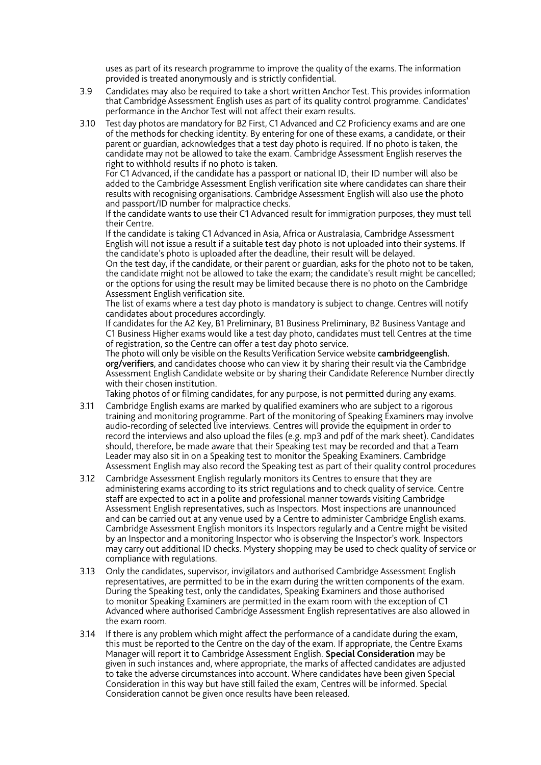uses as part of its research programme to improve the quality of the exams. The information provided is treated anonymously and is strictly confidential.

3.9 Candidates may also be required to take a short written Anchor Test. This provides information that Cambridge Assessment English uses as part of its quality control programme. Candidates' performance in the Anchor Test will not affect their exam results.

3.10 Test day photos are mandatory for B2 First, C1 Advanced and C2 Proficiency exams and are one of the methods for checking identity. By entering for one of these exams, a candidate, or their parent or guardian, acknowledges that a test day photo is required. If no photo is taken, the candidate may not be allowed to take the exam. Cambridge Assessment English reserves the right to withhold results if no photo is taken.

For C1 Advanced, if the candidate has a passport or national ID, their ID number will also be added to the Cambridge Assessment English verification site where candidates can share their results with recognising organisations. Cambridge Assessment English will also use the photo and passport/ID number for malpractice checks.

If the candidate wants to use their C1 Advanced result for immigration purposes, they must tell their Centre.

If the candidate is taking C1 Advanced in Asia, Africa or Australasia, Cambridge Assessment English will not issue a result if a suitable test day photo is not uploaded into their systems. If the candidate's photo is uploaded after the deadline, their result will be delayed.

On the test day, if the candidate, or their parent or guardian, asks for the photo not to be taken, the candidate might not be allowed to take the exam; the candidate's result might be cancelled; or the options for using the result may be limited because there is no photo on the Cambridge Assessment English verification site.

The list of exams where a test day photo is mandatory is subject to change. Centres will notify candidates about procedures accordingly.

If candidates for the A2 Key, B1 Preliminary, B1 Business Preliminary, B2 Business Vantage and C1 Business Higher exams would like a test day photo, candidates must tell Centres at the time of registration, so the Centre can offer a test day photo service.

The photo will only be visible on the Results Verification Service website **cambridgeenglish.org/verifiers**, and candidates choose who can view it by sharing their result via the Cambridge Assessment English Candidate website or by sharing their Candidate Reference Number directly with their chosen institution.

Taking photos of or filming candidates, for any purpose, is not permitted during any exams.

3.11 Cambridge English exams are marked by qualified examiners who are subject to a rigorous training and monitoring programme. Part of the monitoring of Speaking Examiners may involve audio-recording of selected live interviews. Centres will provide the equipment in order to record the interviews and also upload the files (e.g. mp3 and pdf of the mark sheet). Candidates should, therefore, be made aware that their Speaking test may be recorded and that a Team Leader may also sit in on a Speaking test to monitor the Speaking Examiners. Cambridge Assessment English may also record the Speaking test as part of their quality control procedures

3.12 Cambridge Assessment English regularly monitors its Centres to ensure that they are administering exams according to its strict regulations and to check quality of service. Centre staff are expected to act in a polite and professional manner towards visiting Cambridge Assessment English representatives, such as Inspectors. Most inspections are unannounced and can be carried out at any venue used by a Centre to administer Cambridge English exams. Cambridge Assessment English monitors its Inspectors regularly and a Centre might be visited by an Inspector and a monitoring Inspector who is observing the Inspector's work. Inspectors may carry out additional ID checks. Mystery shopping may be used to check quality of service or compliance with regulations.

3.13 Only the candidates, supervisor, invigilators and authorised Cambridge Assessment English representatives, are permitted to be in the exam during the written components of the exam. During the Speaking test, only the candidates, Speaking Examiners and those authorised to monitor Speaking Examiners are permitted in the exam room with the exception of C1 Advanced where authorised Cambridge Assessment English representatives are also allowed in the exam room.

3.14 If there is any problem which might affect the performance of a candidate during the exam, this must be reported to the Centre on the day of the exam. If appropriate, the Centre Exams Manager will report it to Cambridge Assessment English. **Special Consideration** may be given in such instances and, where appropriate, the marks of affected candidates are adjusted to take the adverse circumstances into account. Where candidates have been given Special Consideration in this way but have still failed the exam, Centres will be informed. Special Consideration cannot be given once results have been released.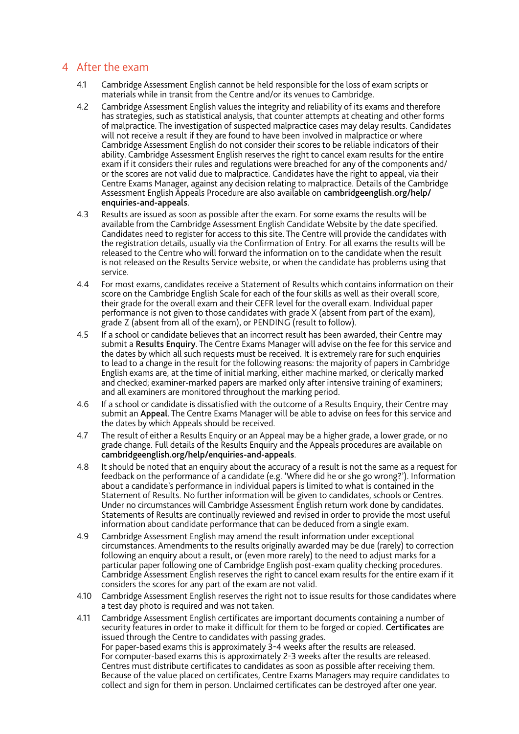## 4 After the exam

4.1 Cambridge Assessment English cannot be held responsible for the loss of exam scripts or materials while in transit from the Centre and/or its venues to Cambridge.

4.2 Cambridge Assessment English values the integrity and reliability of its exams and therefore has strategies, such as statistical analysis, that counter attempts at cheating and other forms of malpractice. The investigation of suspected malpractice cases may delay results. Candidates will not receive a result if they are found to have been involved in malpractice or where Cambridge Assessment English do not consider their scores to be reliable indicators of their ability. Cambridge Assessment English reserves the right to cancel exam results for the entire exam if it considers their rules and regulations were breached for any of the components and/or the scores are not valid due to malpractice. Candidates have the right to appeal, via their Centre Exams Manager, against any decision relating to malpractice. Details of the Cambridge Assessment English Appeals Procedure are also available on **cambridgeenglish.org/help/enquiries-and-appeals**.

4.3 Results are issued as soon as possible after the exam. For some exams the results will be available from the Cambridge Assessment English Candidate Website by the date specified. Candidates need to register for access to this site. The Centre will provide the candidates with the registration details, usually via the Confirmation of Entry. For all exams the results will be released to the Centre who will forward the information on to the candidate when the result is not released on the Results Service website, or when the candidate has problems using that service.

4.4 For most exams, candidates receive a Statement of Results which contains information on their score on the Cambridge English Scale for each of the four skills as well as their overall score, their grade for the overall exam and their CEFR level for the overall exam. Individual paper performance is not given to those candidates with grade X (absent from part of the exam), grade Z (absent from all of the exam), or PENDING (result to follow).

4.5 If a school or candidate believes that an incorrect result has been awarded, their Centre may submit a **Results Enquiry**. The Centre Exams Manager will advise on the fee for this service and the dates by which all such requests must be received. It is extremely rare for such enquiries to lead to a change in the result for the following reasons: the majority of papers in Cambridge English exams are, at the time of initial marking, either machine marked, or clerically marked and checked; examiner-marked papers are marked only after intensive training of examiners; and all examiners are monitored throughout the marking period.

4.6 If a school or candidate is dissatisfied with the outcome of a Results Enquiry, their Centre may submit an **Appeal**. The Centre Exams Manager will be able to advise on fees for this service and the dates by which Appeals should be received.

4.7 The result of either a Results Enquiry or an Appeal may be a higher grade, a lower grade, or no grade change. Full details of the Results Enquiry and the Appeals procedures are available on **cambridgeenglish.org/help/enquiries-and-appeals**.

4.8 It should be noted that an enquiry about the accuracy of a result is not the same as a request for feedback on the performance of a candidate (e.g. 'Where did he or she go wrong?'). Information about a candidate's performance in individual papers is limited to what is contained in the Statement of Results. No further information will be given to candidates, schools or Centres. Under no circumstances will Cambridge Assessment English return work done by candidates. Statements of Results are continually reviewed and revised in order to provide the most useful information about candidate performance that can be deduced from a single exam.

4.9 Cambridge Assessment English may amend the result information under exceptional circumstances. Amendments to the results originally awarded may be due (rarely) to correction following an enquiry about a result, or (even more rarely) to the need to adjust marks for a particular paper following one of Cambridge English post-exam quality checking procedures. Cambridge Assessment English reserves the right to cancel exam results for the entire exam if it considers the scores for any part of the exam are not valid.

4.10 Cambridge Assessment English reserves the right not to issue results for those candidates where a test day photo is required and was not taken.

4.11 Cambridge Assessment English certificates are important documents containing a number of security features in order to make it difficult for them to be forged or copied. **Certificates** are issued through the Centre to candidates with passing grades.
For paper-based exams this is approximately 3-4 weeks after the results are released.
For computer-based exams this is approximately 2-3 weeks after the results are released.
Centres must distribute certificates to candidates as soon as possible after receiving them. Because of the value placed on certificates, Centre Exams Managers may require candidates to collect and sign for them in person. Unclaimed certificates can be destroyed after one year.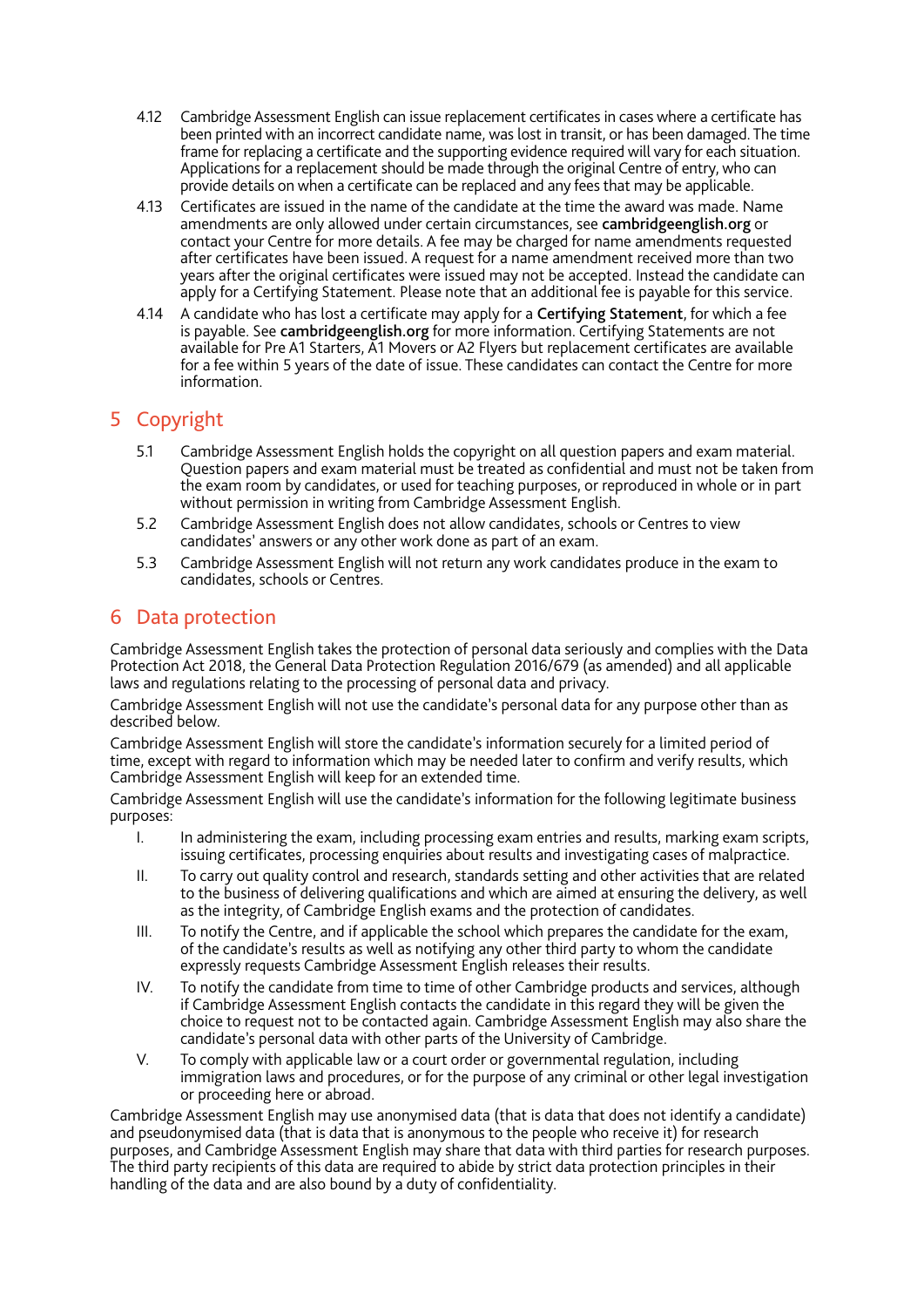4.12 Cambridge Assessment English can issue replacement certificates in cases where a certificate has been printed with an incorrect candidate name, was lost in transit, or has been damaged. The time frame for replacing a certificate and the supporting evidence required will vary for each situation. Applications for a replacement should be made through the original Centre of entry, who can provide details on when a certificate can be replaced and any fees that may be applicable.

4.13 Certificates are issued in the name of the candidate at the time the award was made. Name amendments are only allowed under certain circumstances, see **cambridgeenglish.org** or contact your Centre for more details. A fee may be charged for name amendments requested after certificates have been issued. A request for a name amendment received more than two years after the original certificates were issued may not be accepted. Instead the candidate can apply for a Certifying Statement. Please note that an additional fee is payable for this service.

4.14 A candidate who has lost a certificate may apply for a **Certifying Statement**, for which a fee is payable. See **cambridgeenglish.org** for more information. Certifying Statements are not available for Pre A1 Starters, A1 Movers or A2 Flyers but replacement certificates are available for a fee within 5 years of the date of issue. These candidates can contact the Centre for more information.

## 5 Copyright

5.1 Cambridge Assessment English holds the copyright on all question papers and exam material. Question papers and exam material must be treated as confidential and must not be taken from the exam room by candidates, or used for teaching purposes, or reproduced in whole or in part without permission in writing from Cambridge Assessment English.

5.2 Cambridge Assessment English does not allow candidates, schools or Centres to view candidates' answers or any other work done as part of an exam.

5.3 Cambridge Assessment English will not return any work candidates produce in the exam to candidates, schools or Centres.

## 6 Data protection

Cambridge Assessment English takes the protection of personal data seriously and complies with the Data Protection Act 2018, the General Data Protection Regulation 2016/679 (as amended) and all applicable laws and regulations relating to the processing of personal data and privacy.

Cambridge Assessment English will not use the candidate's personal data for any purpose other than as described below.

Cambridge Assessment English will store the candidate's information securely for a limited period of time, except with regard to information which may be needed later to confirm and verify results, which Cambridge Assessment English will keep for an extended time.

Cambridge Assessment English will use the candidate's information for the following legitimate business purposes:

I. In administering the exam, including processing exam entries and results, marking exam scripts, issuing certificates, processing enquiries about results and investigating cases of malpractice.

II. To carry out quality control and research, standards setting and other activities that are related to the business of delivering qualifications and which are aimed at ensuring the delivery, as well as the integrity, of Cambridge English exams and the protection of candidates.

III. To notify the Centre, and if applicable the school which prepares the candidate for the exam, of the candidate's results as well as notifying any other third party to whom the candidate expressly requests Cambridge Assessment English releases their results.

IV. To notify the candidate from time to time of other Cambridge products and services, although if Cambridge Assessment English contacts the candidate in this regard they will be given the choice to request not to be contacted again. Cambridge Assessment English may also share the candidate's personal data with other parts of the University of Cambridge.

V. To comply with applicable law or a court order or governmental regulation, including immigration laws and procedures, or for the purpose of any criminal or other legal investigation or proceeding here or abroad.

Cambridge Assessment English may use anonymised data (that is data that does not identify a candidate) and pseudonymised data (that is data that is anonymous to the people who receive it) for research purposes, and Cambridge Assessment English may share that data with third parties for research purposes. The third party recipients of this data are required to abide by strict data protection principles in their handling of the data and are also bound by a duty of confidentiality.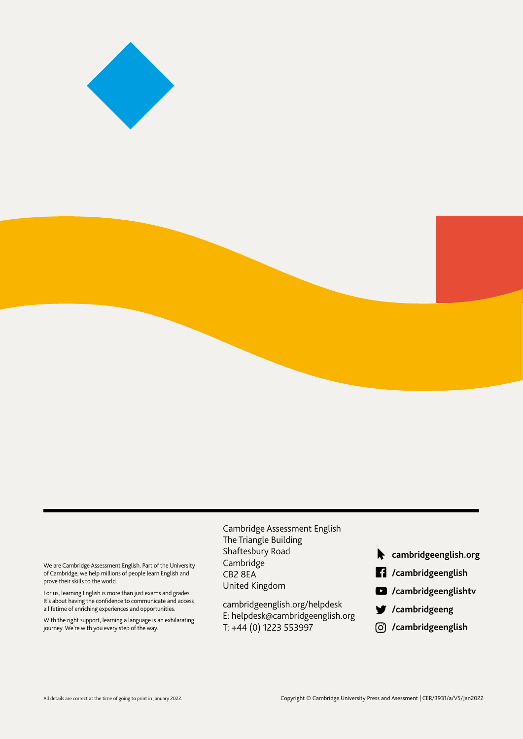We are Cambridge Assessment English. Part of the University of Cambridge, we help millions of people learn English and prove their skills to the world.

For us, learning English is more than just exams and grades. It's about having the confidence to communicate and access a lifetime of enriching experiences and opportunities.

With the right support, learning a language is an exhilarating journey. We're with you every step of the way.

Cambridge Assessment English
The Triangle Building
Shaftesbury Road
Cambridge
CB2 8EA
United Kingdom

cambridgeenglish.org/helpdesk
E: helpdesk@cambridgeenglish.org
T: +44 (0) 1223 553997

**cambridgeenglish.org**

**/cambridgeenglish**

**/cambridgeenglishtv**

**/cambridgeeng**

**/cambridgeenglish**

All details are correct at the time of going to print in January 2022.

Copyright © Cambridge University Press and Assessment | CER/3931/a/V5/Jan2022